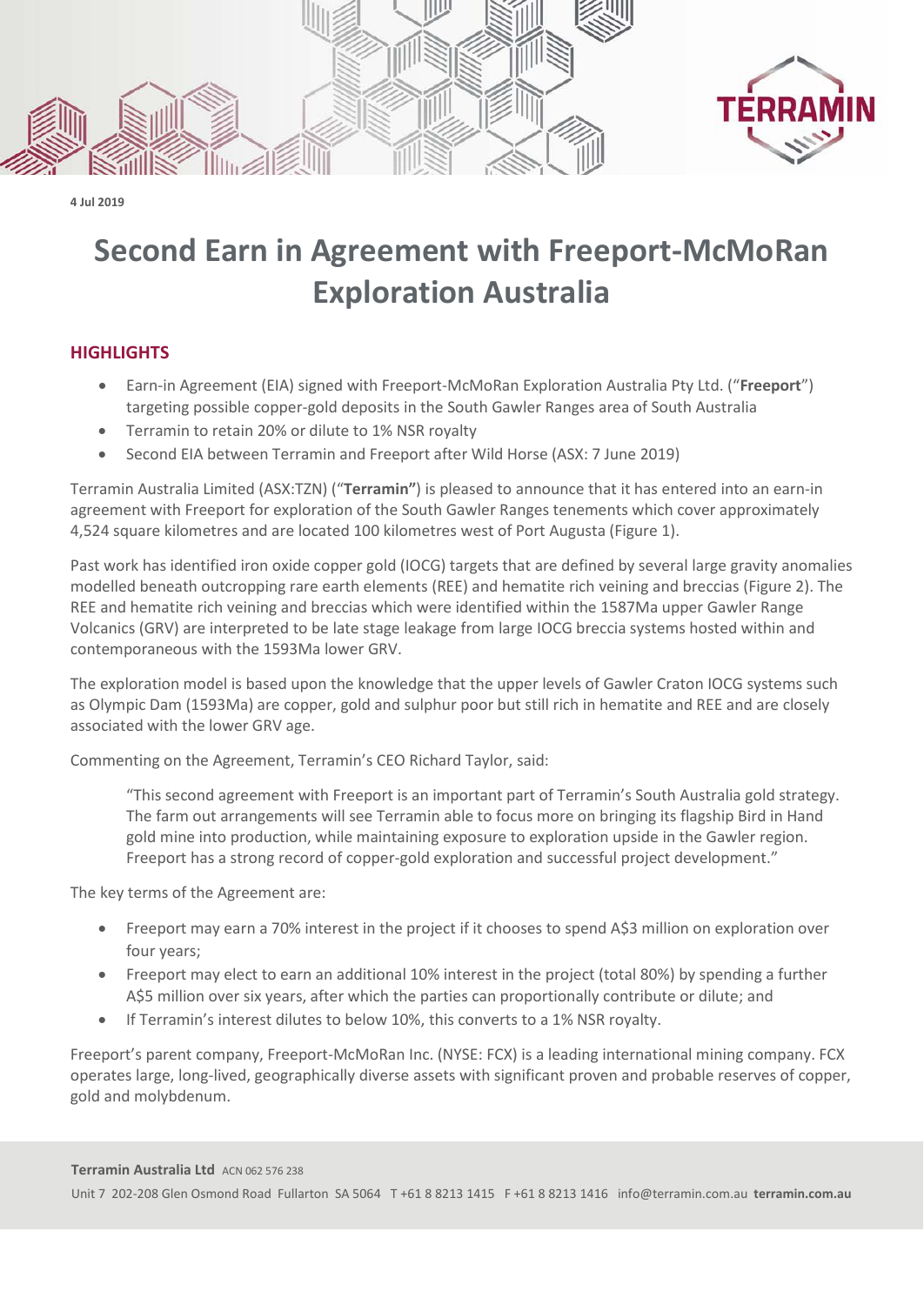4 Jul 2019

# Second Earn in Agreement with Freeport-McMoRan Exploration Australia

## HIGHLIGHTS

- Earn-in Agreement (EIA) signed with Freeport-McMoRan Exploration Australia Pty Ltd. ("**Freeport**") targeting possible copper-gold deposits in the South Gawler Ranges area of South Australia
- Terramin to retain 20% or dilute to 1% NSR royalty
- Second EIA between Terramin and Freeport after Wild Horse (ASX: 7 June 2019)

Terramin Australia Limited (ASX:TZN) ("**Terramin"**) is pleased to announce that it has entered into an earn-in agreement with Freeport for exploration of the South Gawler Ranges tenements which cover approximately 4,524 square kilometres and are located 100 kilometres west of Port Augusta (Figure 1).

Past work has identified iron oxide copper gold (IOCG) targets that are defined by several large gravity anomalies modelled beneath outcropping rare earth elements (REE) and hematite rich veining and breccias (Figure 2). The REE and hematite rich veining and breccias which were identified within the 1587Ma upper Gawler Range Volcanics (GRV) are interpreted to be late stage leakage from large IOCG breccia systems hosted within and contemporaneous with the 1593Ma lower GRV.

The exploration model is based upon the knowledge that the upper levels of Gawler Craton IOCG systems such as Olympic Dam (1593Ma) are copper, gold and sulphur poor but still rich in hematite and REE and are closely associated with the lower GRV age.

Commenting on the Agreement, Terramin's CEO Richard Taylor, said:

> "This second agreement with Freeport is an important part of Terramin's South Australia gold strategy. The farm out arrangements will see Terramin able to focus more on bringing its flagship Bird in Hand gold mine into production, while maintaining exposure to exploration upside in the Gawler region. Freeport has a strong record of copper-gold exploration and successful project development."

The key terms of the Agreement are:

- Freeport may earn a 70% interest in the project if it chooses to spend A$3 million on exploration over four years;
- Freeport may elect to earn an additional 10% interest in the project (total 80%) by spending a further A$5 million over six years, after which the parties can proportionally contribute or dilute; and
- If Terramin's interest dilutes to below 10%, this converts to a 1% NSR royalty.

Freeport's parent company, Freeport-McMoRan Inc. (NYSE: FCX) is a leading international mining company. FCX operates large, long-lived, geographically diverse assets with significant proven and probable reserves of copper, gold and molybdenum.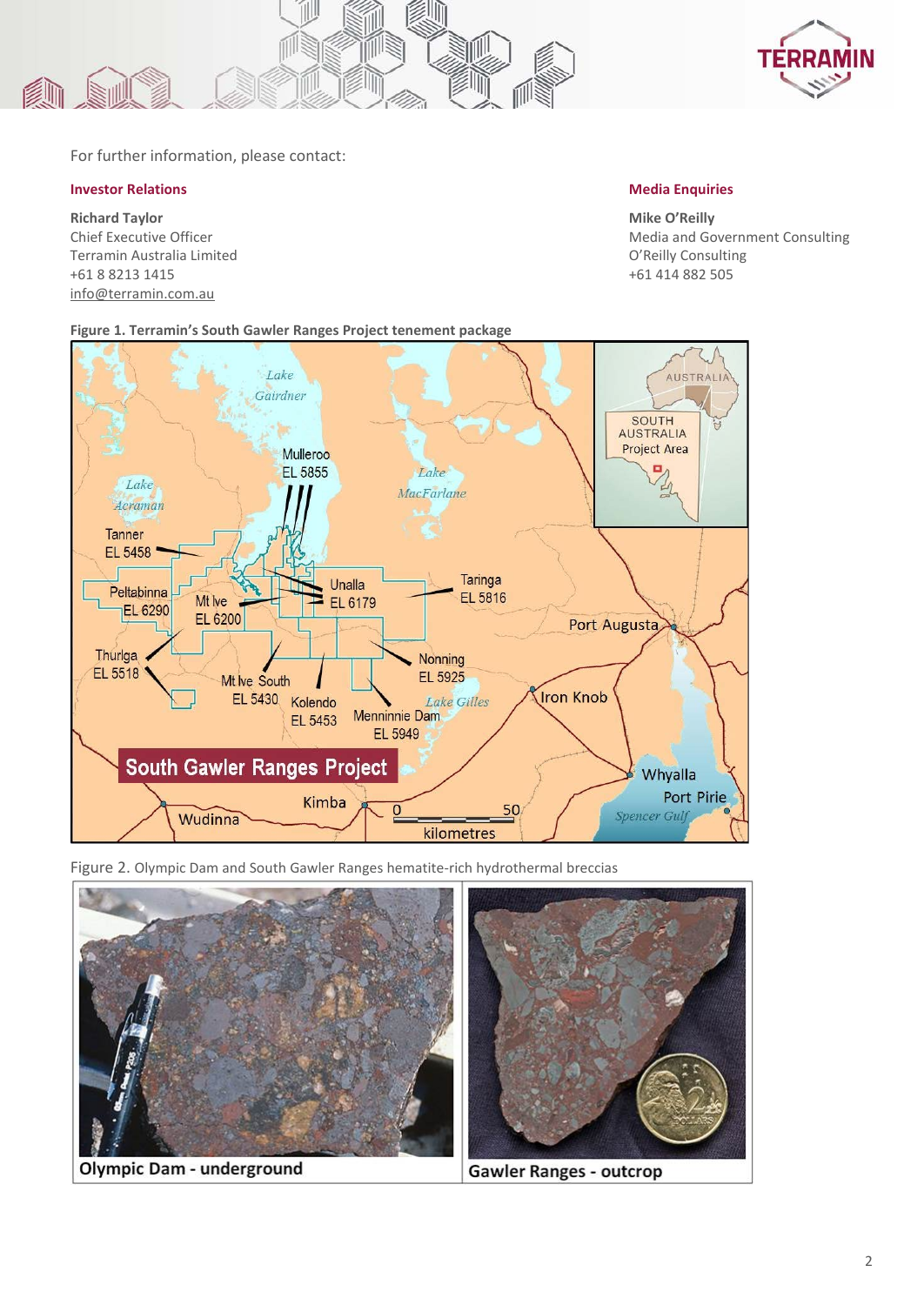For further information, please contact:

**Investor Relations**

**Richard Taylor**
Chief Executive Officer
Terramin Australia Limited
+61 8 8213 1415
info@terramin.com.au

**Media Enquiries**

**Mike O'Reilly**
Media and Government Consulting
O'Reilly Consulting
+61 414 882 505

**Figure 1. Terramin's South Gawler Ranges Project tenement package**

Lake Gairdner
Mulleroo EL 5855
Lake MacFarlane
Lake Acraman
Tanner EL 5458
Peltabinna EL 6290
Mt Ive EL 6200
Unalla EL 6179
Taringa EL 5816
Port Augusta
Thurlga EL 5518
Mt Ive South EL 5430
Kolendo EL 5453
Menninnie Dam EL 5949
Nonning EL 5925
Lake Gilles
Iron Knob
Whyalla
Port Pirie
Spencer Gulf
South Gawler Ranges Project
Kimba
Wudinna
0 50 kilometres
AUSTRALIA
SOUTH AUSTRALIA Project Area

Figure 2. Olympic Dam and South Gawler Ranges hematite-rich hydrothermal breccias

Olympic Dam - underground

Gawler Ranges - outcrop